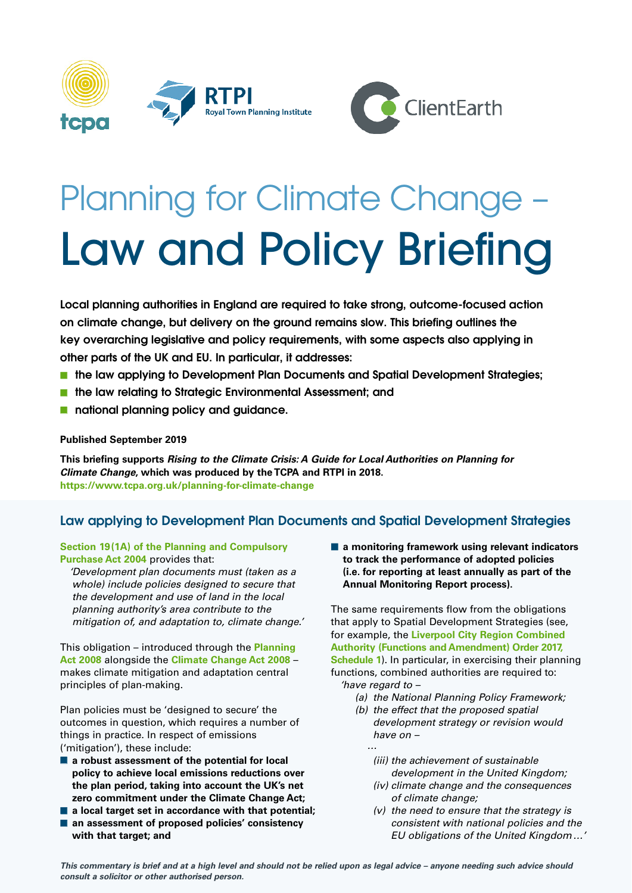# Planning for Climate Change – Law and Policy Briefing

**Local planning authorities in England are required to take strong, outcome-focused action on climate change, but delivery on the ground remains slow. This briefing outlines the key overarching legislative and policy requirements, with some aspects also applying in other parts of the UK and EU. In particular, it addresses:**

- **the law applying to Development Plan Documents and Spatial Development Strategies;**
- **the law relating to Strategic Environmental Assessment; and**
- **national planning policy and guidance.**

**Published September 2019**

**This briefing supports *Rising to the Climate Crisis: A Guide for Local Authorities on Planning for Climate Change*, which was produced by the TCPA and RTPI in 2018.**
**https://www.tcpa.org.uk/planning-for-climate-change**

## Law applying to Development Plan Documents and Spatial Development Strategies

**Section 19(1A) of the Planning and Compulsory Purchase Act 2004** provides that:

> *'Development plan documents must (taken as a whole) include policies designed to secure that the development and use of land in the local planning authority's area contribute to the mitigation of, and adaptation to, climate change.'*

This obligation – introduced through the **Planning Act 2008** alongside the **Climate Change Act 2008** – makes climate mitigation and adaptation central principles of plan-making.

Plan policies must be 'designed to secure' the outcomes in question, which requires a number of things in practice. In respect of emissions ('mitigation'), these include:

- **a robust assessment of the potential for local policy to achieve local emissions reductions over the plan period, taking into account the UK's net zero commitment under the Climate Change Act;**
- **a local target set in accordance with that potential;**
- **an assessment of proposed policies' consistency with that target; and**
- **a monitoring framework using relevant indicators to track the performance of adopted policies (i.e. for reporting at least annually as part of the Annual Monitoring Report process).**

The same requirements flow from the obligations that apply to Spatial Development Strategies (see, for example, the **Liverpool City Region Combined Authority (Functions and Amendment) Order 2017, Schedule 1**). In particular, in exercising their planning functions, combined authorities are required to:

> *'have regard to –*
> *(a) the National Planning Policy Framework;*
> *(b) the effect that the proposed spatial development strategy or revision would have on –*
> *…*
> *(iii) the achievement of sustainable development in the United Kingdom;*
> *(iv) climate change and the consequences of climate change;*
> *(v) the need to ensure that the strategy is consistent with national policies and the EU obligations of the United Kingdom…'*

***This commentary is brief and at a high level and should not be relied upon as legal advice – anyone needing such advice should consult a solicitor or other authorised person.***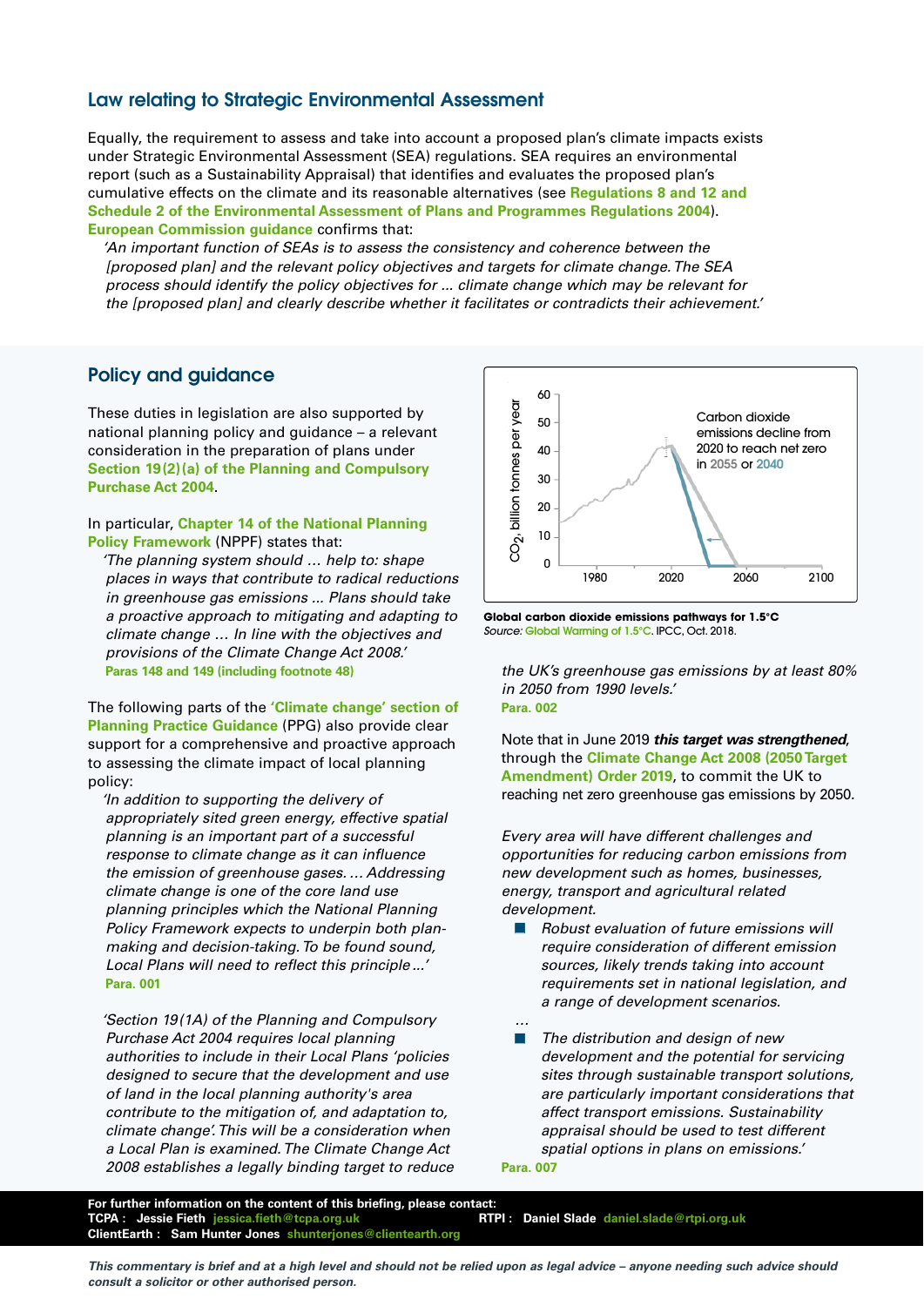## Law relating to Strategic Environmental Assessment

Equally, the requirement to assess and take into account a proposed plan's climate impacts exists under Strategic Environmental Assessment (SEA) regulations. SEA requires an environmental report (such as a Sustainability Appraisal) that identifies and evaluates the proposed plan's cumulative effects on the climate and its reasonable alternatives (see **Regulations 8 and 12 and Schedule 2 of the Environmental Assessment of Plans and Programmes Regulations 2004**). **European Commission guidance** confirms that:

> *'An important function of SEAs is to assess the consistency and coherence between the [proposed plan] and the relevant policy objectives and targets for climate change. The SEA process should identify the policy objectives for ... climate change which may be relevant for the [proposed plan] and clearly describe whether it facilitates or contradicts their achievement.'*

## Policy and guidance

These duties in legislation are also supported by national planning policy and guidance – a relevant consideration in the preparation of plans under **Section 19(2)(a) of the Planning and Compulsory Purchase Act 2004**.

In particular, **Chapter 14 of the National Planning Policy Framework** (NPPF) states that:

> *'The planning system should ... help to: shape places in ways that contribute to radical reductions in greenhouse gas emissions ... Plans should take a proactive approach to mitigating and adapting to climate change ... In line with the objectives and provisions of the Climate Change Act 2008.'*
> **Paras 148 and 149 (including footnote 48)**

The following parts of the **'Climate change' section of Planning Practice Guidance** (PPG) also provide clear support for a comprehensive and proactive approach to assessing the climate impact of local planning policy:

> *'In addition to supporting the delivery of appropriately sited green energy, effective spatial planning is an important part of a successful response to climate change as it can influence the emission of greenhouse gases. ... Addressing climate change is one of the core land use planning principles which the National Planning Policy Framework expects to underpin both plan-making and decision-taking. To be found sound, Local Plans will need to reflect this principle ...'*
> **Para. 001**

> *'Section 19(1A) of the Planning and Compulsory Purchase Act 2004 requires local planning authorities to include in their Local Plans 'policies designed to secure that the development and use of land in the local planning authority's area contribute to the mitigation of, and adaptation to, climate change'. This will be a consideration when a Local Plan is examined. The Climate Change Act 2008 establishes a legally binding target to reduce the UK's greenhouse gas emissions by at least 80% in 2050 from 1990 levels.'*
> **Para. 002**

Note that in June 2019 ***this target was strengthened***, through the **Climate Change Act 2008 (2050 Target Amendment) Order 2019**, to commit the UK to reaching net zero greenhouse gas emissions by 2050.

> *Every area will have different challenges and opportunities for reducing carbon emissions from new development such as homes, businesses, energy, transport and agricultural related development.*
>
> - *Robust evaluation of future emissions will require consideration of different emission sources, likely trends taking into account requirements set in national legislation, and a range of development scenarios.*
>
> ...
>
> - *The distribution and design of new development and the potential for servicing sites through sustainable transport solutions, are particularly important considerations that affect transport emissions. Sustainability appraisal should be used to test different spatial options in plans on emissions.'*
>
> **Para. 007**

$CO_2$, billion tonnes per year
60
50
40
30
20
10
0
1980
2020
2060
2100
Carbon dioxide emissions decline from 2020 to reach net zero in 2055 or 2040

**Global carbon dioxide emissions pathways for 1.5°C**
*Source:* Global Warming of 1.5°C. IPCC, Oct. 2018.

**For further information on the content of this briefing, please contact:**
**TCPA : Jessie Fieth** jessica.fieth@tcpa.org.uk
**RTPI : Daniel Slade** daniel.slade@rtpi.org.uk
**ClientEarth : Sam Hunter Jones** shunterjones@clientearth.org

***This commentary is brief and at a high level and should not be relied upon as legal advice – anyone needing such advice should consult a solicitor or other authorised person.***